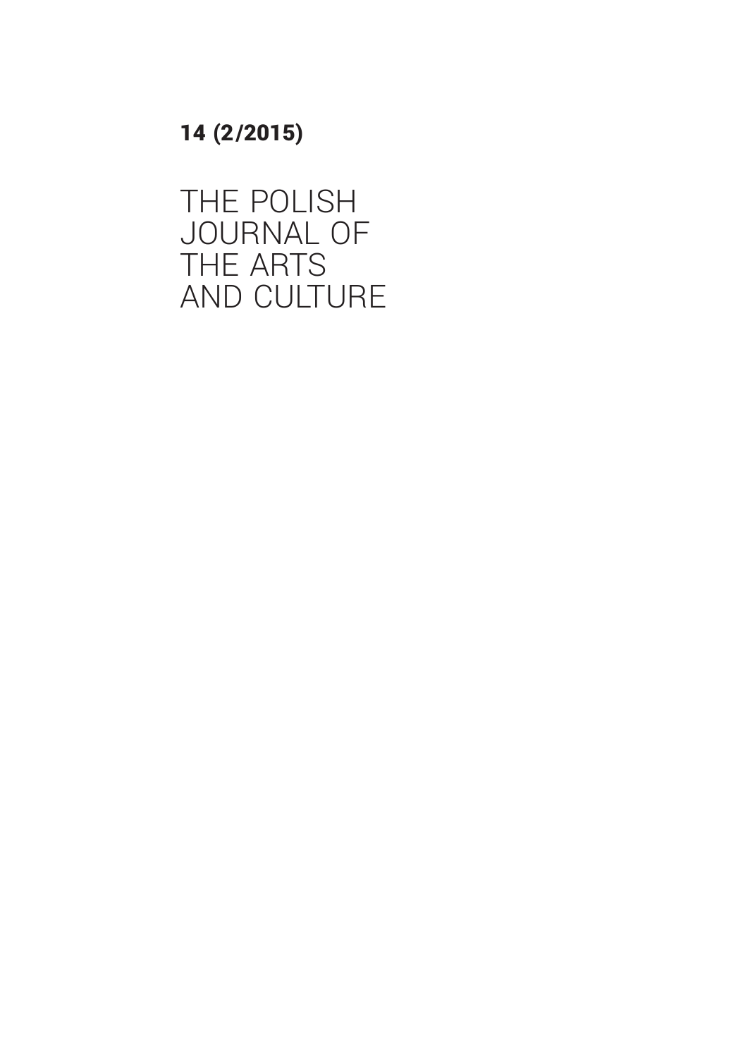**14 (2/2015)**

# THE POLISH JOURNAL OF THE ARTS AND CULTURE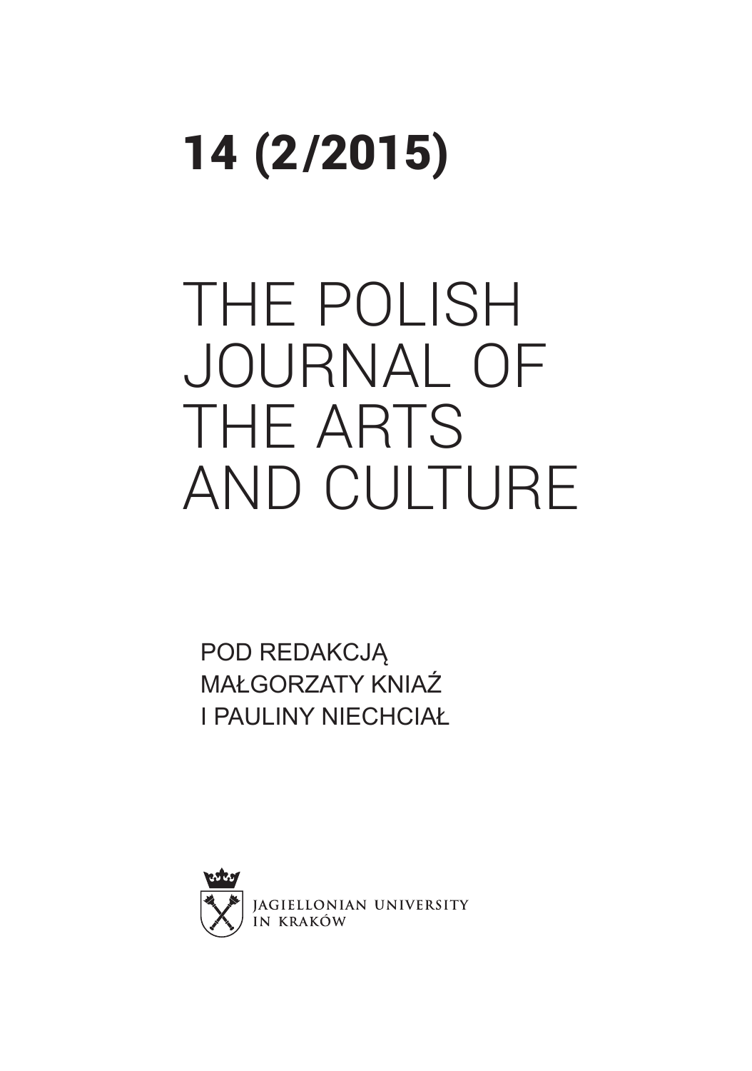# 14 (2/2015)

# THE POLISH JOURNAL OF THE ARTS AND CULTURE

POD REDAKCJĄ
MAŁGORZATY KNIAŹ
I PAULINY NIECHCIAŁ

JAGIELLONIAN UNIVERSITY
IN KRAKÓW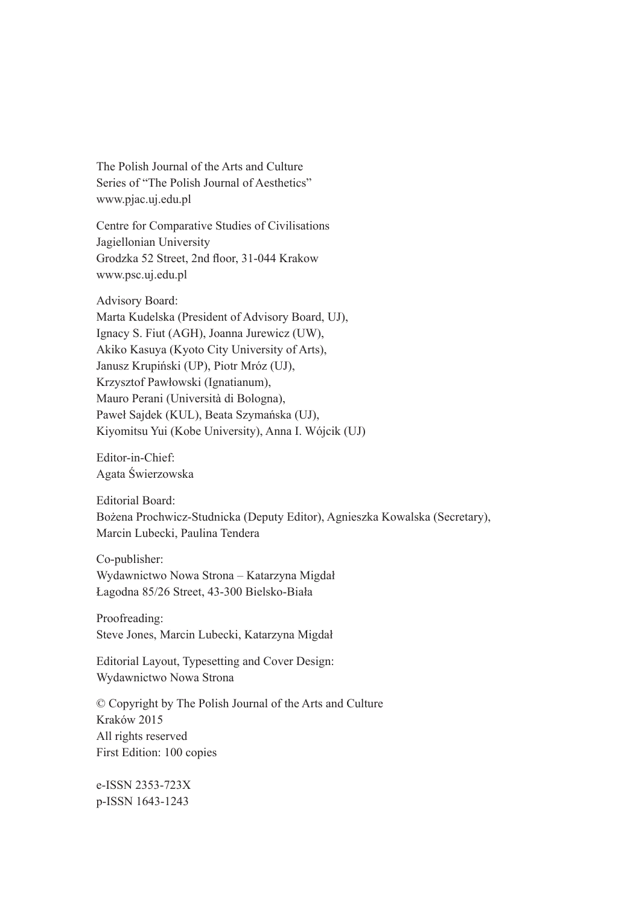The Polish Journal of the Arts and Culture
Series of "The Polish Journal of Aesthetics"
www.pjac.uj.edu.pl

Centre for Comparative Studies of Civilisations
Jagiellonian University
Grodzka 52 Street, 2nd floor, 31-044 Krakow
www.psc.uj.edu.pl

Advisory Board:
Marta Kudelska (President of Advisory Board, UJ),
Ignacy S. Fiut (AGH), Joanna Jurewicz (UW),
Akiko Kasuya (Kyoto City University of Arts),
Janusz Krupiński (UP), Piotr Mróz (UJ),
Krzysztof Pawłowski (Ignatianum),
Mauro Perani (Università di Bologna),
Paweł Sajdek (KUL), Beata Szymańska (UJ),
Kiyomitsu Yui (Kobe University), Anna I. Wójcik (UJ)

Editor-in-Chief:
Agata Świerzowska

Editorial Board:
Bożena Prochwicz-Studnicka (Deputy Editor), Agnieszka Kowalska (Secretary),
Marcin Lubecki, Paulina Tendera

Co-publisher:
Wydawnictwo Nowa Strona – Katarzyna Migdał
Łagodna 85/26 Street, 43-300 Bielsko-Biała

Proofreading:
Steve Jones, Marcin Lubecki, Katarzyna Migdał

Editorial Layout, Typesetting and Cover Design:
Wydawnictwo Nowa Strona

© Copyright by The Polish Journal of the Arts and Culture
Kraków 2015
All rights reserved
First Edition: 100 copies

e-ISSN 2353-723X
p-ISSN 1643-1243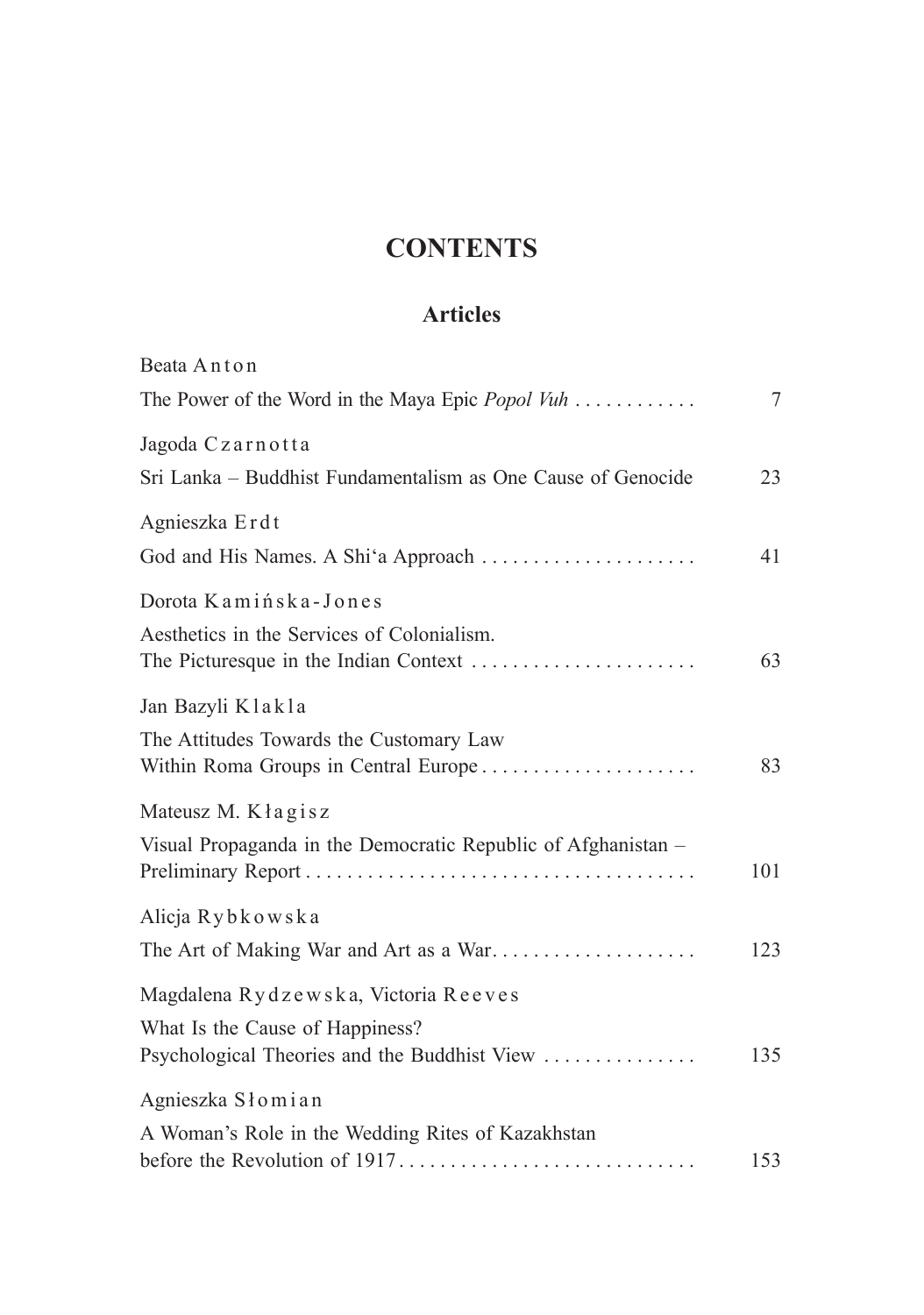# CONTENTS

## Articles

Beata Anton

The Power of the Word in the Maya Epic *Popol Vuh* . . . . . . . . . . . . 7

Jagoda Czarnotta

Sri Lanka – Buddhist Fundamentalism as One Cause of Genocide 23

Agnieszka Erdt

God and His Names. A Shi'a Approach . . . . . . . . . . . . . . . . . . . . . 41

Dorota Kamińska-Jones

Aesthetics in the Services of Colonialism.
The Picturesque in the Indian Context . . . . . . . . . . . . . . . . . . . . . . 63

Jan Bazyli Klakla

The Attitudes Towards the Customary Law
Within Roma Groups in Central Europe . . . . . . . . . . . . . . . . . . . . . 83

Mateusz M. Kłagisz

Visual Propaganda in the Democratic Republic of Afghanistan –
Preliminary Report . . . . . . . . . . . . . . . . . . . . . . . . . . . . . . . . . . . . . . 101

Alicja Rybkowska

The Art of Making War and Art as a War. . . . . . . . . . . . . . . . . . . . 123

Magdalena Rydzewska, Victoria Reeves

What Is the Cause of Happiness?
Psychological Theories and the Buddhist View . . . . . . . . . . . . . . . 135

Agnieszka Słomian

A Woman's Role in the Wedding Rites of Kazakhstan
before the Revolution of 1917. . . . . . . . . . . . . . . . . . . . . . . . . . . . . 153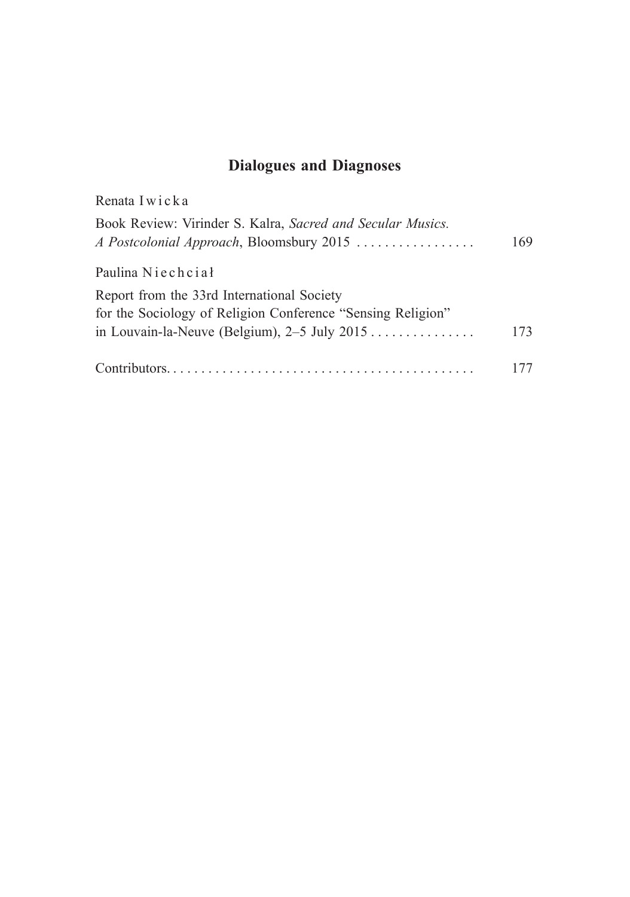## Dialogues and Diagnoses

Renata Iwicka

Book Review: Virinder S. Kalra, *Sacred and Secular Musics. A Postcolonial Approach*, Bloomsbury 2015 . . . . . . . . . . . . . . . . . 169

Paulina Niechciał

Report from the 33rd International Society for the Sociology of Religion Conference "Sensing Religion" in Louvain-la-Neuve (Belgium), 2–5 July 2015 . . . . . . . . . . . . . . . 173

Contributors. . . . . . . . . . . . . . . . . . . . . . . . . . . . . . . . . . . . . . . . . . . . 177